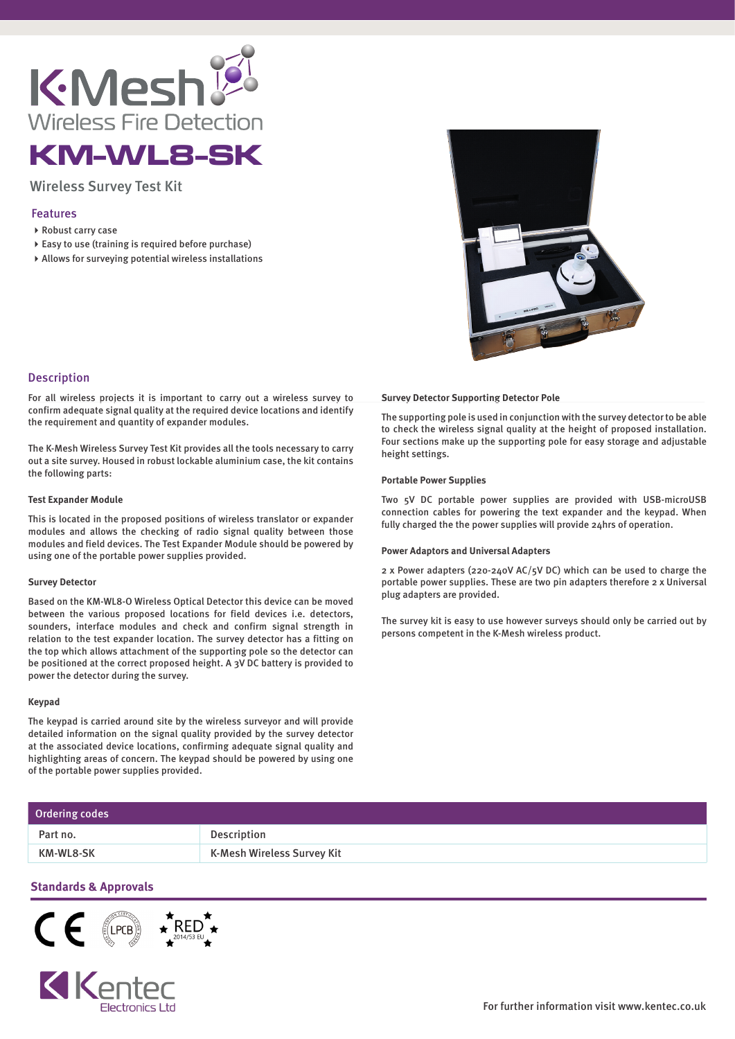# K-Mesh

Wireless Fire Detection

# KM-WL8-SK

Wireless Survey Test Kit

## Features

- Robust carry case
- Easy to use (training is required before purchase)
- Allows for surveying potential wireless installations

## Description

For all wireless projects it is important to carry out a wireless survey to confirm adequate signal quality at the required device locations and identify the requirement and quantity of expander modules.

The K-Mesh Wireless Survey Test Kit provides all the tools necessary to carry out a site survey. Housed in robust lockable aluminium case, the kit contains the following parts:

### Test Expander Module

This is located in the proposed positions of wireless translator or expander modules and allows the checking of radio signal quality between those modules and field devices. The Test Expander Module should be powered by using one of the portable power supplies provided.

### Survey Detector

Based on the KM-WL8-O Wireless Optical Detector this device can be moved between the various proposed locations for field devices i.e. detectors, sounders, interface modules and check and confirm signal strength in relation to the test expander location. The survey detector has a fitting on the top which allows attachment of the supporting pole so the detector can be positioned at the correct proposed height. A 3V DC battery is provided to power the detector during the survey.

### Keypad

The keypad is carried around site by the wireless surveyor and will provide detailed information on the signal quality provided by the survey detector at the associated device locations, confirming adequate signal quality and highlighting areas of concern. The keypad should be powered by using one of the portable power supplies provided.

### Survey Detector Supporting Detector Pole

The supporting pole is used in conjunction with the survey detector to be able to check the wireless signal quality at the height of proposed installation. Four sections make up the supporting pole for easy storage and adjustable height settings.

### Portable Power Supplies

Two 5V DC portable power supplies are provided with USB-microUSB connection cables for powering the text expander and the keypad. When fully charged the the power supplies will provide 24hrs of operation.

### Power Adaptors and Universal Adapters

2 x Power adapters (220-240V AC/5V DC) which can be used to charge the portable power supplies. These are two pin adapters therefore 2 x Universal plug adapters are provided.

The survey kit is easy to use however surveys should only be carried out by persons competent in the K-Mesh wireless product.

| Ordering codes | |
|---|---|
| Part no. | Description |
| KM-WL8-SK | K-Mesh Wireless Survey Kit |

## Standards & Approvals

CE LPCB RED 2014/53 EU

Kentec Electronics Ltd

For further information visit www.kentec.co.uk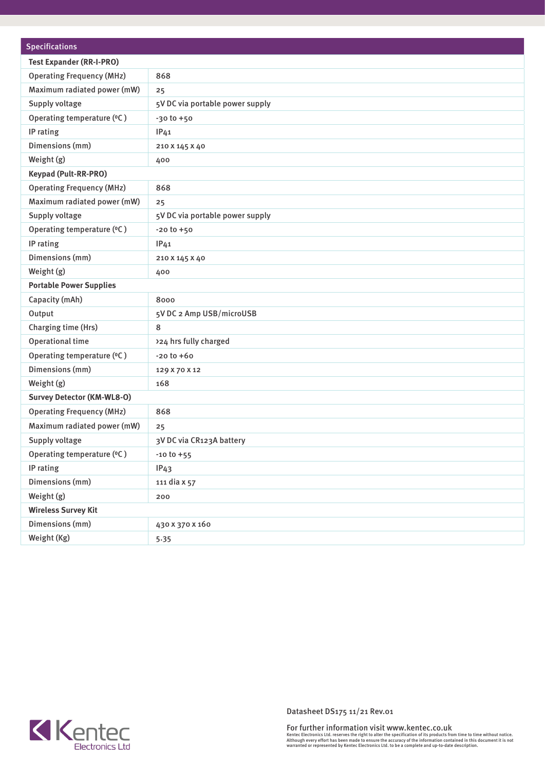| Specifications | |
|---|---|
| **Test Expander (RR-I-PRO)** | |
| Operating Frequency (MHz) | 868 |
| Maximum radiated power (mW) | 25 |
| Supply voltage | 5V DC via portable power supply |
| Operating temperature (ºC ) | -30 to +50 |
| IP rating | IP41 |
| Dimensions (mm) | 210 x 145 x 40 |
| Weight (g) | 400 |
| **Keypad (Pult-RR-PRO)** | |
| Operating Frequency (MHz) | 868 |
| Maximum radiated power (mW) | 25 |
| Supply voltage | 5V DC via portable power supply |
| Operating temperature (ºC ) | -20 to +50 |
| IP rating | IP41 |
| Dimensions (mm) | 210 x 145 x 40 |
| Weight (g) | 400 |
| **Portable Power Supplies** | |
| Capacity (mAh) | 8000 |
| Output | 5V DC 2 Amp USB/microUSB |
| Charging time (Hrs) | 8 |
| Operational time | >24 hrs fully charged |
| Operating temperature (ºC ) | -20 to +60 |
| Dimensions (mm) | 129 x 70 x 12 |
| Weight (g) | 168 |
| **Survey Detector (KM-WL8-O)** | |
| Operating Frequency (MHz) | 868 |
| Maximum radiated power (mW) | 25 |
| Supply voltage | 3V DC via CR123A battery |
| Operating temperature (ºC ) | -10 to +55 |
| IP rating | IP43 |
| Dimensions (mm) | 111 dia x 57 |
| Weight (g) | 200 |
| **Wireless Survey Kit** | |
| Dimensions (mm) | 430 x 370 x 160 |
| Weight (Kg) | 5.35 |

Kentec Electronics Ltd

Datasheet DS175 11/21 Rev.01

For further information visit www.kentec.co.uk

Kentec Electronics Ltd. reserves the right to alter the specification of its products from time to time without notice. Although every effort has been made to ensure the accuracy of the information contained in this document it is not warranted or represented by Kentec Electronics Ltd. to be a complete and up-to-date description.